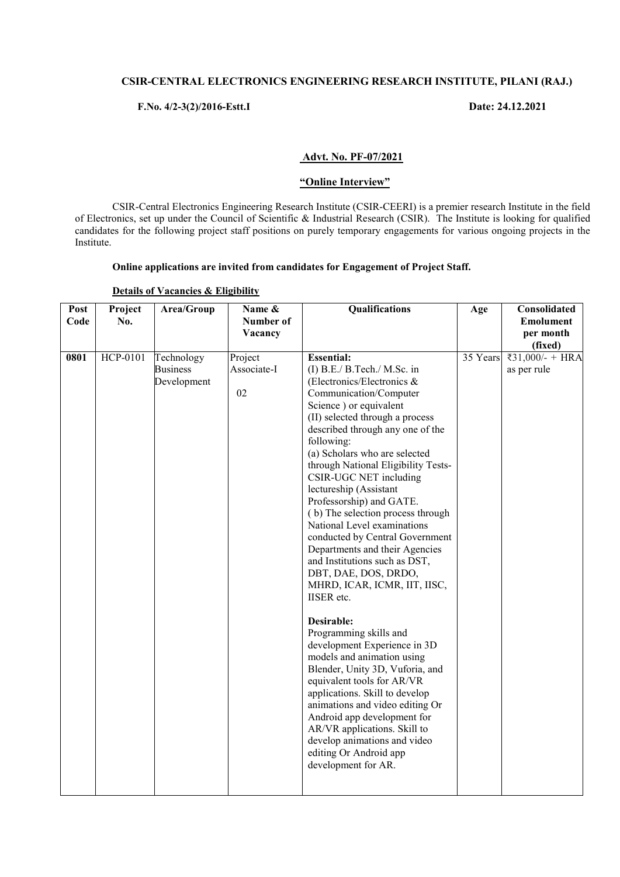**CSIR-CENTRAL ELECTRONICS ENGINEERING RESEARCH INSTITUTE, PILANI (RAJ.)**

**F.No. 4/2-3(2)/2016-Estt.I** **Date: 24.12.2021**

**<u>Advt. No. PF-07/2021</u>**

**<u>"Online Interview"</u>**

CSIR-Central Electronics Engineering Research Institute (CSIR-CEERI) is a premier research Institute in the field of Electronics, set up under the Council of Scientific & Industrial Research (CSIR). The Institute is looking for qualified candidates for the following project staff positions on purely temporary engagements for various ongoing projects in the Institute.

**Online applications are invited from candidates for Engagement of Project Staff.**

**<u>Details of Vacancies & Eligibility</u>**

| Post Code | Project No. | Area/Group | Name & Number of Vacancy | Qualifications | Age | Consolidated Emolument per month (fixed) |
|---|---|---|---|---|---|---|
| **0801** | HCP-0101 | Technology Business Development | Project Associate-I<br><br>02 | **Essential:**<br>(I) B.E./ B.Tech./ M.Sc. in (Electronics/Electronics & Communication/Computer Science ) or equivalent<br>(II) selected through a process described through any one of the following:<br>(a) Scholars who are selected through National Eligibility Tests- CSIR-UGC NET including lectureship (Assistant Professorship) and GATE.<br>( b) The selection process through National Level examinations conducted by Central Government Departments and their Agencies and Institutions such as DST, DBT, DAE, DOS, DRDO, MHRD, ICAR, ICMR, IIT, IISC, IISER etc.<br><br>**Desirable:**<br>Programming skills and development Experience in 3D models and animation using Blender, Unity 3D, Vuforia, and equivalent tools for AR/VR applications. Skill to develop animations and video editing Or Android app development for AR/VR applications. Skill to develop animations and video editing Or Android app development for AR. | 35 Years | ₹31,000/- + HRA as per rule |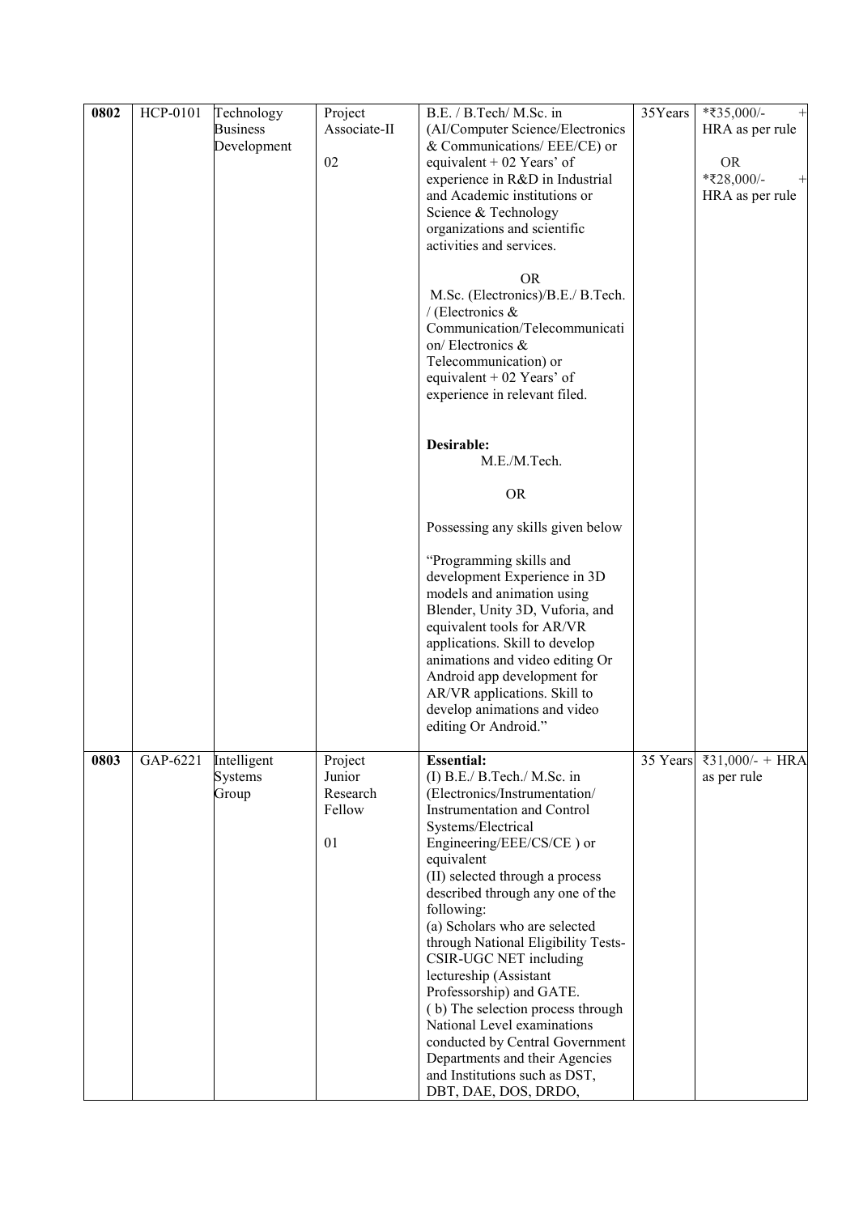| 0802 | HCP-0101 | Technology Business Development | Project Associate-II<br><br>02 | B.E. / B.Tech/ M.Sc. in (AI/Computer Science/Electronics & Communications/ EEE/CE) or equivalent + 02 Years' of experience in R&D in Industrial and Academic institutions or Science & Technology organizations and scientific activities and services.<br><br>OR<br>M.Sc. (Electronics)/B.E./ B.Tech. / (Electronics & Communication/Telecommunication/ Electronics & Telecommunication) or equivalent + 02 Years' of experience in relevant filed.<br><br>**Desirable:**<br>M.E./M.Tech.<br><br>OR<br><br>Possessing any skills given below<br><br>"Programming skills and development Experience in 3D models and animation using Blender, Unity 3D, Vuforia, and equivalent tools for AR/VR applications. Skill to develop animations and video editing Or Android app development for AR/VR applications. Skill to develop animations and video editing Or Android." | 35Years | *₹35,000/- + HRA as per rule<br><br>OR<br>*₹28,000/- + HRA as per rule |
|---|---|---|---|---|---|---|
| 0803 | GAP-6221 | Intelligent Systems Group | Project Junior Research Fellow<br><br>01 | **Essential:**<br>(I) B.E./ B.Tech./ M.Sc. in (Electronics/Instrumentation/ Instrumentation and Control Systems/Electrical Engineering/EEE/CS/CE ) or equivalent<br>(II) selected through a process described through any one of the following:<br>(a) Scholars who are selected through National Eligibility Tests- CSIR-UGC NET including lectureship (Assistant Professorship) and GATE.<br>( b) The selection process through National Level examinations conducted by Central Government Departments and their Agencies and Institutions such as DST, DBT, DAE, DOS, DRDO, | 35 Years | ₹31,000/- + HRA as per rule |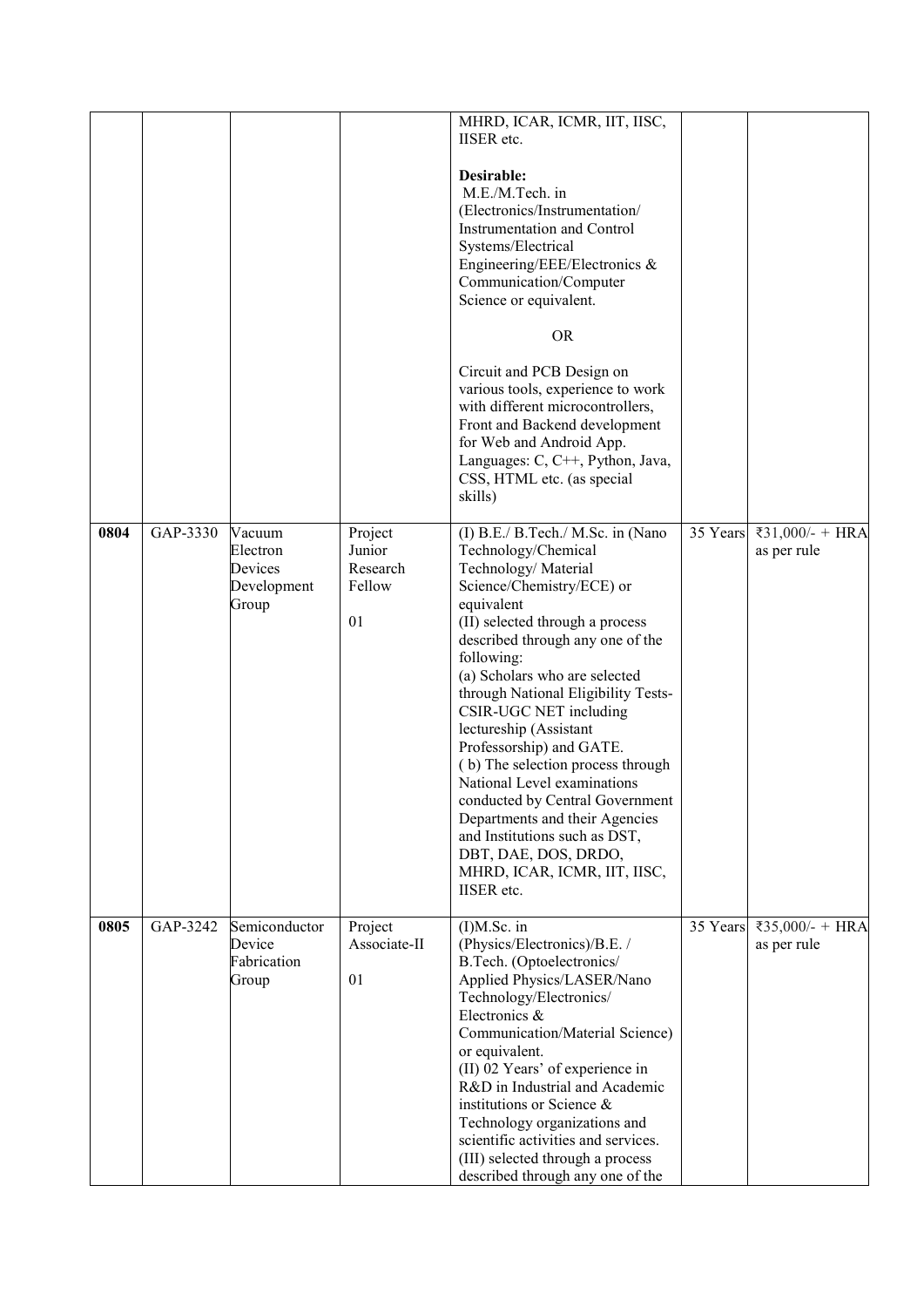| | | | | MHRD, ICAR, ICMR, IIT, IISC, IISER etc.<br><br>**Desirable:**<br>M.E./M.Tech. in (Electronics/Instrumentation/ Instrumentation and Control Systems/Electrical Engineering/EEE/Electronics & Communication/Computer Science or equivalent.<br><br>OR<br><br>Circuit and PCB Design on various tools, experience to work with different microcontrollers, Front and Backend development for Web and Android App. Languages: C, C++, Python, Java, CSS, HTML etc. (as special skills) | | |
|---|---|---|---|---|---|---|
| **0804** | GAP-3330 | Vacuum Electron Devices Development Group | Project Junior Research Fellow<br><br>01 | (I) B.E./ B.Tech./ M.Sc. in (Nano Technology/Chemical Technology/ Material Science/Chemistry/ECE) or equivalent<br>(II) selected through a process described through any one of the following:<br>(a) Scholars who are selected through National Eligibility Tests- CSIR-UGC NET including lectureship (Assistant Professorship) and GATE.<br>( b) The selection process through National Level examinations conducted by Central Government Departments and their Agencies and Institutions such as DST, DBT, DAE, DOS, DRDO, MHRD, ICAR, ICMR, IIT, IISC, IISER etc. | 35 Years | ₹31,000/- + HRA as per rule |
| **0805** | GAP-3242 | Semiconductor Device Fabrication Group | Project Associate-II<br><br>01 | (I)M.Sc. in (Physics/Electronics)/B.E. / B.Tech. (Optoelectronics/ Applied Physics/LASER/Nano Technology/Electronics/ Electronics & Communication/Material Science) or equivalent.<br>(II) 02 Years' of experience in R&D in Industrial and Academic institutions or Science & Technology organizations and scientific activities and services.<br>(III) selected through a process described through any one of the | 35 Years | ₹35,000/- + HRA as per rule |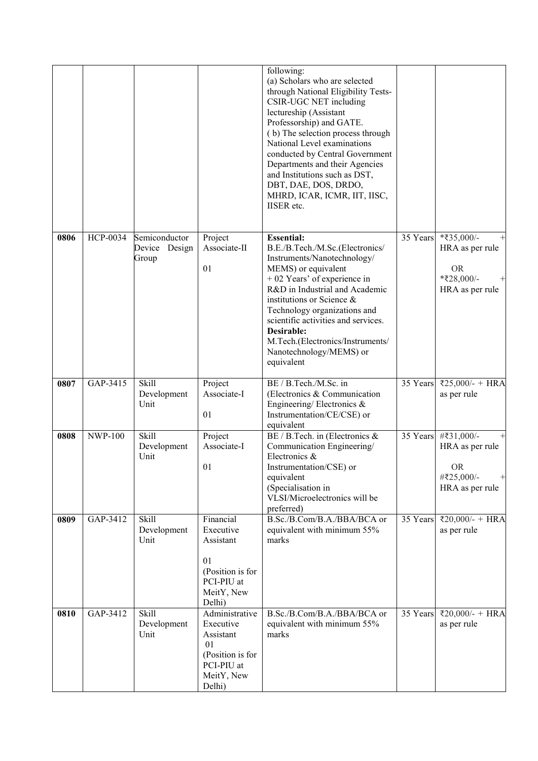|  |  |  |  | following:<br>(a) Scholars who are selected through National Eligibility Tests-CSIR-UGC NET including lectureship (Assistant Professorship) and GATE.<br>( b) The selection process through National Level examinations conducted by Central Government Departments and their Agencies and Institutions such as DST, DBT, DAE, DOS, DRDO, MHRD, ICAR, ICMR, IIT, IISC, IISER etc. |  |  |
|---|---|---|---|---|---|---|
| 0806 | HCP-0034 | Semiconductor Device Design Group | Project Associate-II<br><br>01 | **Essential:**<br>B.E./B.Tech./M.Sc.(Electronics/ Instruments/Nanotechnology/ MEMS) or equivalent<br>+ 02 Years' of experience in R&D in Industrial and Academic institutions or Science & Technology organizations and scientific activities and services.<br>**Desirable:**<br>M.Tech.(Electronics/Instruments/ Nanotechnology/MEMS) or equivalent | 35 Years | *₹35,000/- + HRA as per rule<br><br>OR<br>*₹28,000/- + HRA as per rule |
| 0807 | GAP-3415 | Skill Development Unit | Project Associate-I<br><br>01 | BE / B.Tech./M.Sc. in (Electronics & Communication Engineering/ Electronics & Instrumentation/CE/CSE) or equivalent | 35 Years | ₹25,000/- + HRA as per rule |
| 0808 | NWP-100 | Skill Development Unit | Project Associate-I<br><br>01 | BE / B.Tech. in (Electronics & Communication Engineering/ Electronics & Instrumentation/CSE) or equivalent<br>(Specialisation in VLSI/Microelectronics will be preferred) | 35 Years | #₹31,000/- + HRA as per rule<br><br>OR<br>#₹25,000/- + HRA as per rule |
| 0809 | GAP-3412 | Skill Development Unit | Financial Executive Assistant<br><br>01<br>(Position is for PCI-PIU at MeitY, New Delhi) | B.Sc./B.Com/B.A./BBA/BCA or equivalent with minimum 55% marks | 35 Years | ₹20,000/- + HRA as per rule |
| 0810 | GAP-3412 | Skill Development Unit | Administrative Executive Assistant<br>01<br>(Position is for PCI-PIU at MeitY, New Delhi) | B.Sc./B.Com/B.A./BBA/BCA or equivalent with minimum 55% marks | 35 Years | ₹20,000/- + HRA as per rule |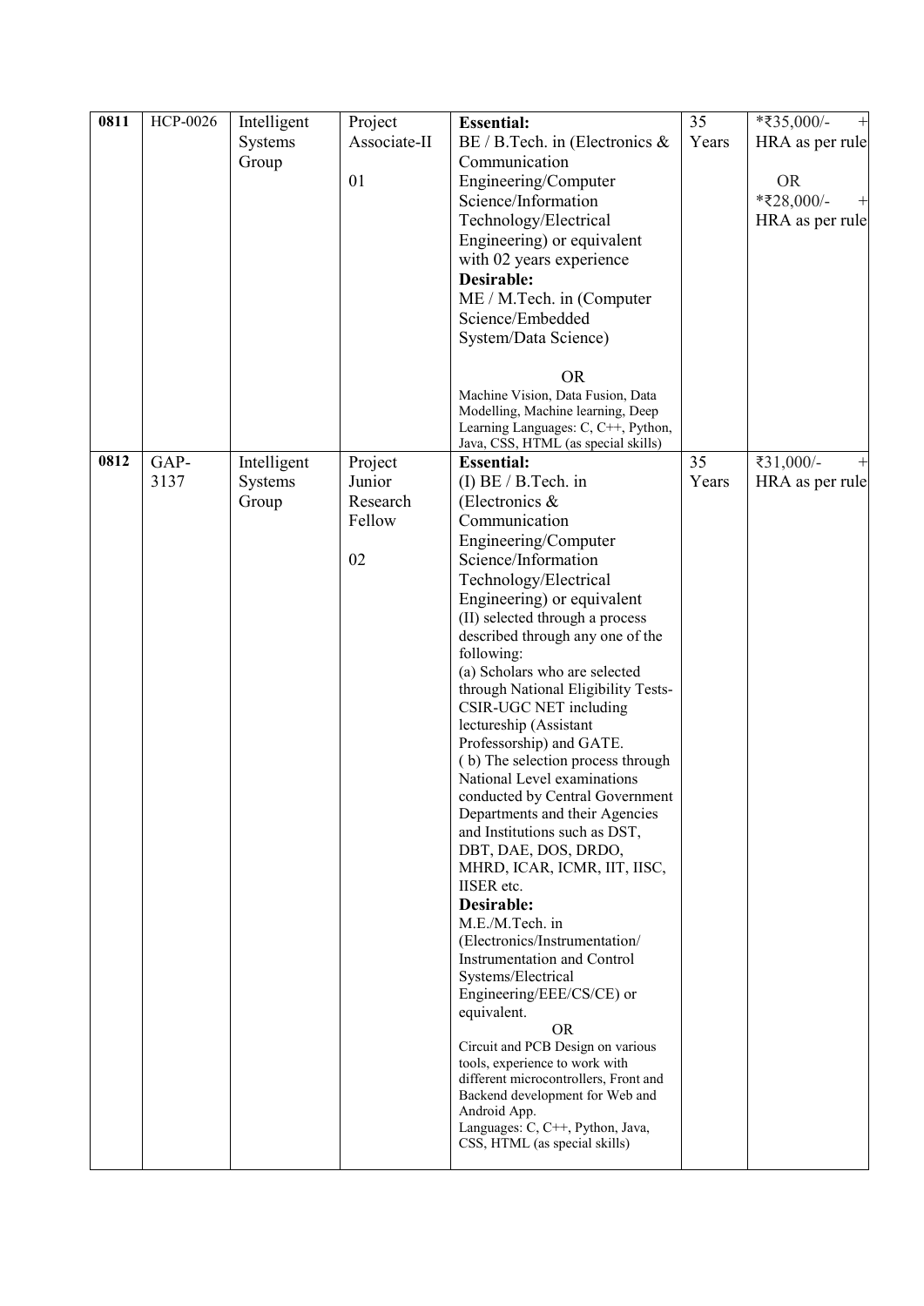| 0811 | HCP-0026 | Intelligent Systems Group | Project Associate-II<br><br>01 | **Essential:**<br>BE / B.Tech. in (Electronics & Communication Engineering/Computer Science/Information Technology/Electrical Engineering) or equivalent with 02 years experience<br>**Desirable:**<br>ME / M.Tech. in (Computer Science/Embedded System/Data Science)<br><br>OR<br>Machine Vision, Data Fusion, Data Modelling, Machine learning, Deep Learning Languages: C, C++, Python, Java, CSS, HTML (as special skills) | 35 Years | *₹35,000/- + HRA as per rule<br><br>OR<br>*₹28,000/- + HRA as per rule |
|---|---|---|---|---|---|---|
| 0812 | GAP-3137 | Intelligent Systems Group | Project Junior Research Fellow<br><br>02 | **Essential:**<br>(I) BE / B.Tech. in (Electronics & Communication Engineering/Computer Science/Information Technology/Electrical Engineering) or equivalent<br>(II) selected through a process described through any one of the following:<br>(a) Scholars who are selected through National Eligibility Tests-CSIR-UGC NET including lectureship (Assistant Professorship) and GATE.<br>( b) The selection process through National Level examinations conducted by Central Government Departments and their Agencies and Institutions such as DST, DBT, DAE, DOS, DRDO, MHRD, ICAR, ICMR, IIT, IISC, IISER etc.<br>**Desirable:**<br>M.E./M.Tech. in (Electronics/Instrumentation/ Instrumentation and Control Systems/Electrical Engineering/EEE/CS/CE) or equivalent.<br>OR<br>Circuit and PCB Design on various tools, experience to work with different microcontrollers, Front and Backend development for Web and Android App.<br>Languages: C, C++, Python, Java, CSS, HTML (as special skills) | 35 Years | ₹31,000/- + HRA as per rule |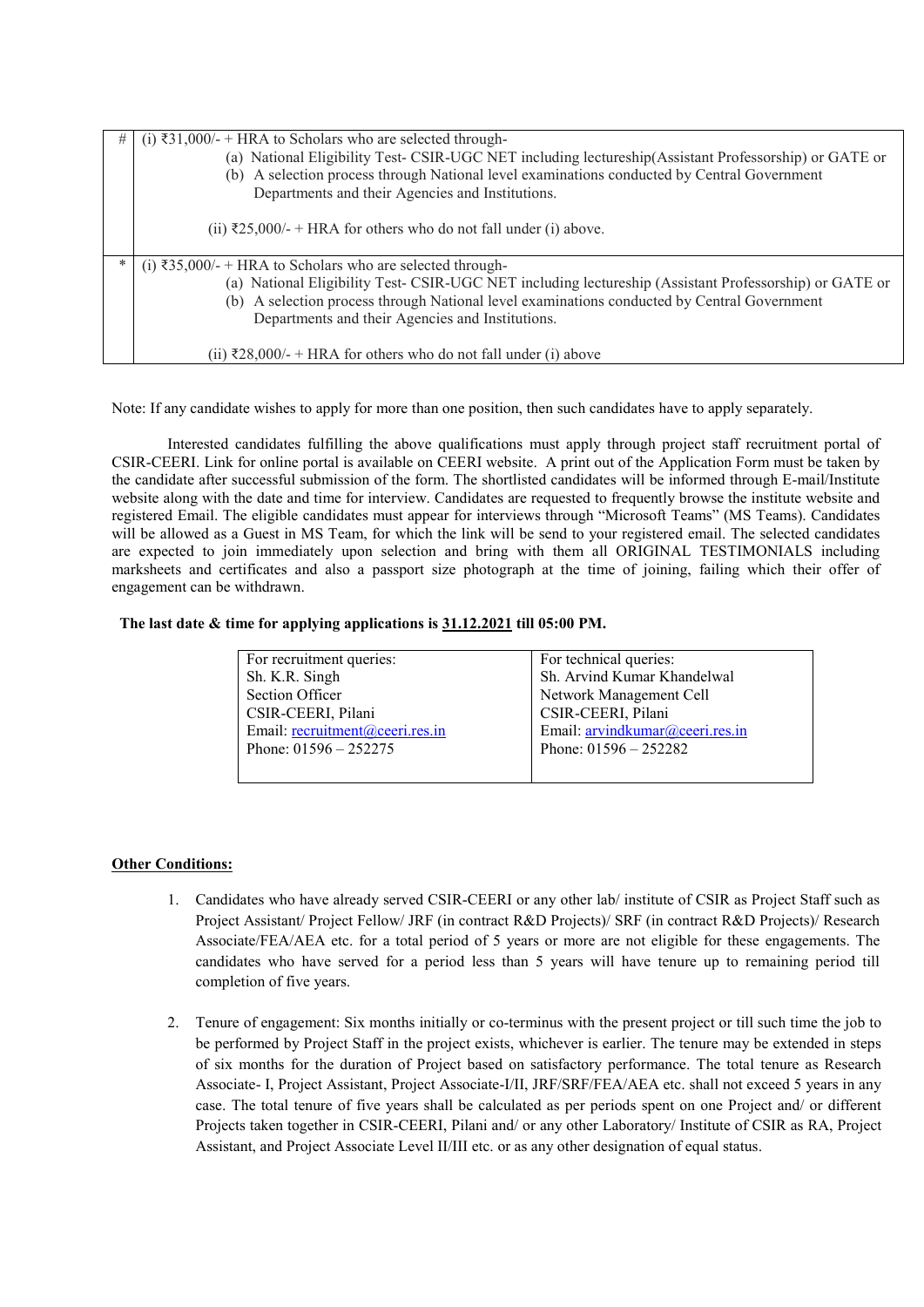| # | (i) ₹31,000/- + HRA to Scholars who are selected through-<br>(a) National Eligibility Test- CSIR-UGC NET including lectureship(Assistant Professorship) or GATE or<br>(b) A selection process through National level examinations conducted by Central Government Departments and their Agencies and Institutions.<br><br>(ii) ₹25,000/- + HRA for others who do not fall under (i) above. |
|---|---|
| * | (i) ₹35,000/- + HRA to Scholars who are selected through-<br>(a) National Eligibility Test- CSIR-UGC NET including lectureship (Assistant Professorship) or GATE or<br>(b) A selection process through National level examinations conducted by Central Government Departments and their Agencies and Institutions.<br><br>(ii) ₹28,000/- + HRA for others who do not fall under (i) above |

Note: If any candidate wishes to apply for more than one position, then such candidates have to apply separately.

Interested candidates fulfilling the above qualifications must apply through project staff recruitment portal of CSIR-CEERI. Link for online portal is available on CEERI website. A print out of the Application Form must be taken by the candidate after successful submission of the form. The shortlisted candidates will be informed through E-mail/Institute website along with the date and time for interview. Candidates are requested to frequently browse the institute website and registered Email. The eligible candidates must appear for interviews through "Microsoft Teams" (MS Teams). Candidates will be allowed as a Guest in MS Team, for which the link will be send to your registered email. The selected candidates are expected to join immediately upon selection and bring with them all ORIGINAL TESTIMONIALS including marksheets and certificates and also a passport size photograph at the time of joining, failing which their offer of engagement can be withdrawn.

**The last date & time for applying applications is <u>31.12.2021</u> till 05:00 PM.**

| For recruitment queries:<br>Sh. K.R. Singh<br>Section Officer<br>CSIR-CEERI, Pilani<br>Email: recruitment@ceeri.res.in<br>Phone: 01596 – 252275 | For technical queries:<br>Sh. Arvind Kumar Khandelwal<br>Network Management Cell<br>CSIR-CEERI, Pilani<br>Email: arvindkumar@ceeri.res.in<br>Phone: 01596 – 252282 |
|---|---|

**<u>Other Conditions:</u>**

1. Candidates who have already served CSIR-CEERI or any other lab/ institute of CSIR as Project Staff such as Project Assistant/ Project Fellow/ JRF (in contract R&D Projects)/ SRF (in contract R&D Projects)/ Research Associate/FEA/AEA etc. for a total period of 5 years or more are not eligible for these engagements. The candidates who have served for a period less than 5 years will have tenure up to remaining period till completion of five years.

2. Tenure of engagement: Six months initially or co-terminus with the present project or till such time the job to be performed by Project Staff in the project exists, whichever is earlier. The tenure may be extended in steps of six months for the duration of Project based on satisfactory performance. The total tenure as Research Associate- I, Project Assistant, Project Associate-I/II, JRF/SRF/FEA/AEA etc. shall not exceed 5 years in any case. The total tenure of five years shall be calculated as per periods spent on one Project and/ or different Projects taken together in CSIR-CEERI, Pilani and/ or any other Laboratory/ Institute of CSIR as RA, Project Assistant, and Project Associate Level II/III etc. or as any other designation of equal status.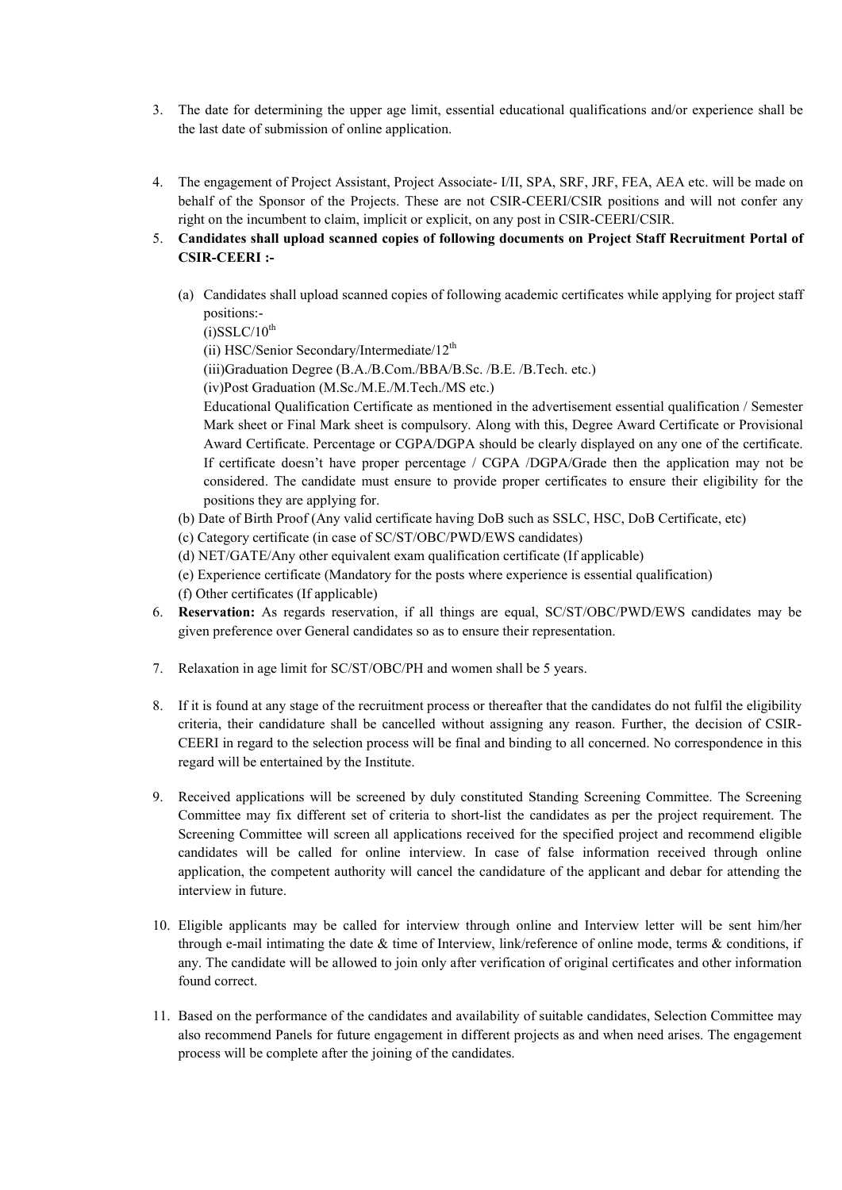3. The date for determining the upper age limit, essential educational qualifications and/or experience shall be the last date of submission of online application.

4. The engagement of Project Assistant, Project Associate- I/II, SPA, SRF, JRF, FEA, AEA etc. will be made on behalf of the Sponsor of the Projects. These are not CSIR-CEERI/CSIR positions and will not confer any right on the incumbent to claim, implicit or explicit, on any post in CSIR-CEERI/CSIR.

5. **Candidates shall upload scanned copies of following documents on Project Staff Recruitment Portal of CSIR-CEERI :-**

   (a) Candidates shall upload scanned copies of following academic certificates while applying for project staff positions:-
   (i)SSLC/10th
   (ii) HSC/Senior Secondary/Intermediate/12th
   (iii)Graduation Degree (B.A./B.Com./BBA/B.Sc. /B.E. /B.Tech. etc.)
   (iv)Post Graduation (M.Sc./M.E./M.Tech./MS etc.)
   Educational Qualification Certificate as mentioned in the advertisement essential qualification / Semester Mark sheet or Final Mark sheet is compulsory. Along with this, Degree Award Certificate or Provisional Award Certificate. Percentage or CGPA/DGPA should be clearly displayed on any one of the certificate. If certificate doesn't have proper percentage / CGPA /DGPA/Grade then the application may not be considered. The candidate must ensure to provide proper certificates to ensure their eligibility for the positions they are applying for.

   (b) Date of Birth Proof (Any valid certificate having DoB such as SSLC, HSC, DoB Certificate, etc)
   (c) Category certificate (in case of SC/ST/OBC/PWD/EWS candidates)
   (d) NET/GATE/Any other equivalent exam qualification certificate (If applicable)
   (e) Experience certificate (Mandatory for the posts where experience is essential qualification)
   (f) Other certificates (If applicable)

6. **Reservation:** As regards reservation, if all things are equal, SC/ST/OBC/PWD/EWS candidates may be given preference over General candidates so as to ensure their representation.

7. Relaxation in age limit for SC/ST/OBC/PH and women shall be 5 years.

8. If it is found at any stage of the recruitment process or thereafter that the candidates do not fulfil the eligibility criteria, their candidature shall be cancelled without assigning any reason. Further, the decision of CSIR-CEERI in regard to the selection process will be final and binding to all concerned. No correspondence in this regard will be entertained by the Institute.

9. Received applications will be screened by duly constituted Standing Screening Committee. The Screening Committee may fix different set of criteria to short-list the candidates as per the project requirement. The Screening Committee will screen all applications received for the specified project and recommend eligible candidates will be called for online interview. In case of false information received through online application, the competent authority will cancel the candidature of the applicant and debar for attending the interview in future.

10. Eligible applicants may be called for interview through online and Interview letter will be sent him/her through e-mail intimating the date & time of Interview, link/reference of online mode, terms & conditions, if any. The candidate will be allowed to join only after verification of original certificates and other information found correct.

11. Based on the performance of the candidates and availability of suitable candidates, Selection Committee may also recommend Panels for future engagement in different projects as and when need arises. The engagement process will be complete after the joining of the candidates.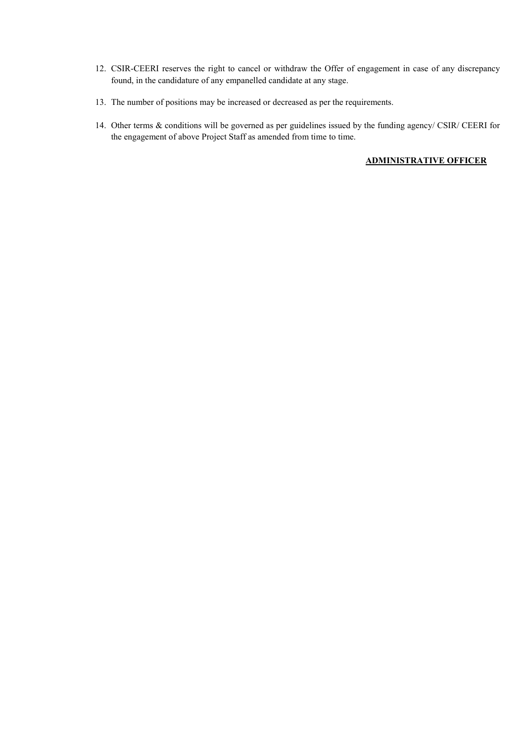12. CSIR-CEERI reserves the right to cancel or withdraw the Offer of engagement in case of any discrepancy found, in the candidature of any empanelled candidate at any stage.

13. The number of positions may be increased or decreased as per the requirements.

14. Other terms & conditions will be governed as per guidelines issued by the funding agency/ CSIR/ CEERI for the engagement of above Project Staff as amended from time to time.

**ADMINISTRATIVE OFFICER**